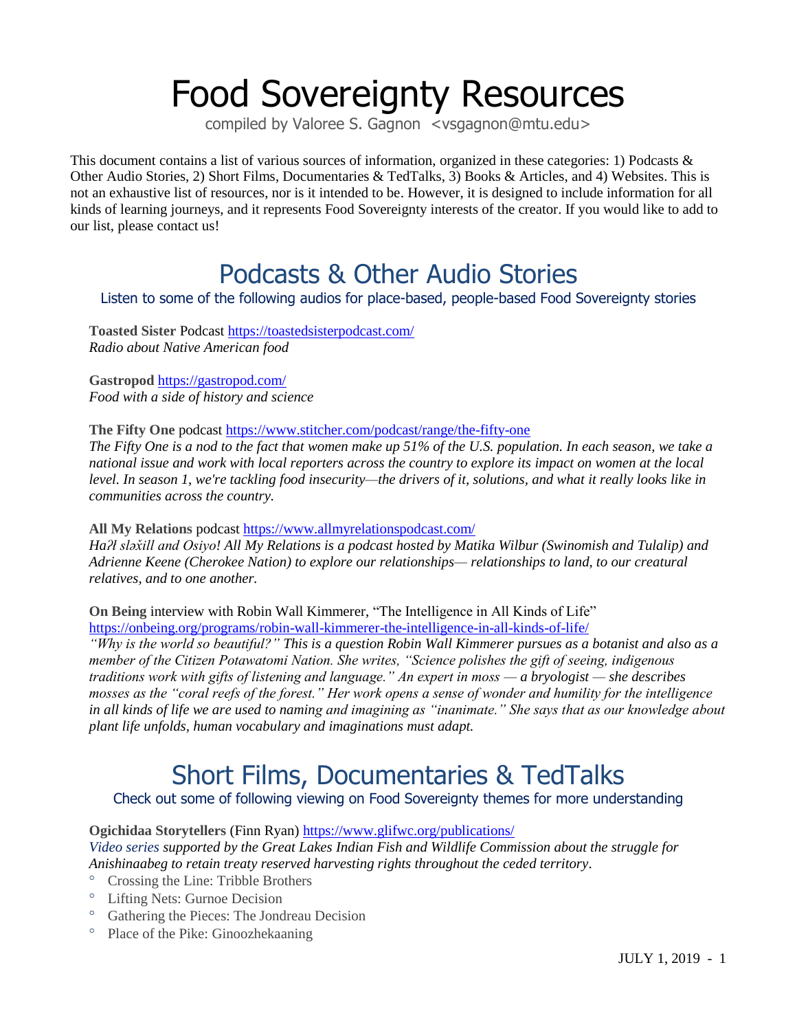# Food Sovereignty Resources

compiled by Valoree S. Gagnon <vsgagnon@mtu.edu>

This document contains a list of various sources of information, organized in these categories: 1) Podcasts & Other Audio Stories, 2) Short Films, Documentaries & TedTalks, 3) Books & Articles, and 4) Websites. This is not an exhaustive list of resources, nor is it intended to be. However, it is designed to include information for all kinds of learning journeys, and it represents Food Sovereignty interests of the creator. If you would like to add to our list, please contact us!

## Podcasts & Other Audio Stories

Listen to some of the following audios for place-based, people-based Food Sovereignty stories

**Toasted Sister** Podcast https://toastedsisterpodcast.com/
*Radio about Native American food*

**Gastropod** https://gastropod.com/
*Food with a side of history and science*

**The Fifty One** podcast https://www.stitcher.com/podcast/range/the-fifty-one
*The Fifty One is a nod to the fact that women make up 51% of the U.S. population. In each season, we take a national issue and work with local reporters across the country to explore its impact on women at the local level. In season 1, we're tackling food insecurity—the drivers of it, solutions, and what it really looks like in communities across the country.*

**All My Relations** podcast https://www.allmyrelationspodcast.com/
*Haʔł sləx̌ill and Osiyo! All My Relations is a podcast hosted by Matika Wilbur (Swinomish and Tulalip) and Adrienne Keene (Cherokee Nation) to explore our relationships— relationships to land, to our creatural relatives, and to one another.*

**On Being** interview with Robin Wall Kimmerer, "The Intelligence in All Kinds of Life"
https://onbeing.org/programs/robin-wall-kimmerer-the-intelligence-in-all-kinds-of-life/
*"Why is the world so beautiful?" This is a question Robin Wall Kimmerer pursues as a botanist and also as a member of the Citizen Potawatomi Nation. She writes, "Science polishes the gift of seeing, indigenous traditions work with gifts of listening and language." An expert in moss — a bryologist — she describes mosses as the "coral reefs of the forest." Her work opens a sense of wonder and humility for the intelligence in all kinds of life we are used to naming and imagining as "inanimate." She says that as our knowledge about plant life unfolds, human vocabulary and imaginations must adapt.*

## Short Films, Documentaries & TedTalks

Check out some of following viewing on Food Sovereignty themes for more understanding

**Ogichidaa Storytellers** (Finn Ryan) https://www.glifwc.org/publications/
*Video series supported by the Great Lakes Indian Fish and Wildlife Commission about the struggle for Anishinaabeg to retain treaty reserved harvesting rights throughout the ceded territory*.

- Crossing the Line: Tribble Brothers
- Lifting Nets: Gurnoe Decision
- Gathering the Pieces: The Jondreau Decision
- Place of the Pike: Ginoozhekaaning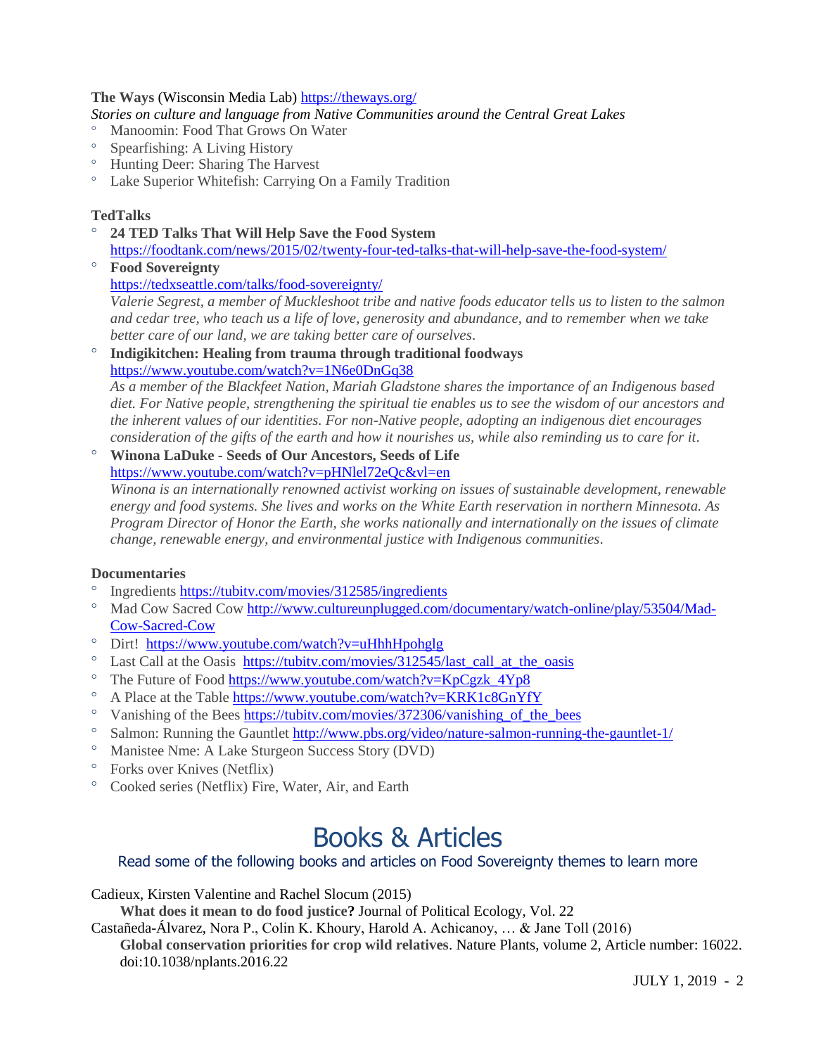**The Ways** (Wisconsin Media Lab) https://theways.org/

*Stories on culture and language from Native Communities around the Central Great Lakes*

- Manoomin: Food That Grows On Water
- Spearfishing: A Living History
- Hunting Deer: Sharing The Harvest
- Lake Superior Whitefish: Carrying On a Family Tradition

**TedTalks**

- **24 TED Talks That Will Help Save the Food System**
  https://foodtank.com/news/2015/02/twenty-four-ted-talks-that-will-help-save-the-food-system/
- **Food Sovereignty**
  https://tedxseattle.com/talks/food-sovereignty/
  *Valerie Segrest, a member of Muckleshoot tribe and native foods educator tells us to listen to the salmon and cedar tree, who teach us a life of love, generosity and abundance, and to remember when we take better care of our land, we are taking better care of ourselves.*
- **Indigikitchen: Healing from trauma through traditional foodways**
  https://www.youtube.com/watch?v=1N6e0DnGq38
  *As a member of the Blackfeet Nation, Mariah Gladstone shares the importance of an Indigenous based diet. For Native people, strengthening the spiritual tie enables us to see the wisdom of our ancestors and the inherent values of our identities. For non-Native people, adopting an indigenous diet encourages consideration of the gifts of the earth and how it nourishes us, while also reminding us to care for it.*
- **Winona LaDuke - Seeds of Our Ancestors, Seeds of Life**
  https://www.youtube.com/watch?v=pHNlel72eQc&vl=en
  *Winona is an internationally renowned activist working on issues of sustainable development, renewable energy and food systems. She lives and works on the White Earth reservation in northern Minnesota. As Program Director of Honor the Earth, she works nationally and internationally on the issues of climate change, renewable energy, and environmental justice with Indigenous communities.*

**Documentaries**

- Ingredients https://tubitv.com/movies/312585/ingredients
- Mad Cow Sacred Cow http://www.cultureunplugged.com/documentary/watch-online/play/53504/Mad-Cow-Sacred-Cow
- Dirt! https://www.youtube.com/watch?v=uHhhHpohglg
- Last Call at the Oasis https://tubitv.com/movies/312545/last_call_at_the_oasis
- The Future of Food https://www.youtube.com/watch?v=KpCgzk_4Yp8
- A Place at the Table https://www.youtube.com/watch?v=KRK1c8GnYfY
- Vanishing of the Bees https://tubitv.com/movies/372306/vanishing_of_the_bees
- Salmon: Running the Gauntlet http://www.pbs.org/video/nature-salmon-running-the-gauntlet-1/
- Manistee Nme: A Lake Sturgeon Success Story (DVD)
- Forks over Knives (Netflix)
- Cooked series (Netflix) Fire, Water, Air, and Earth

# Books & Articles

Read some of the following books and articles on Food Sovereignty themes to learn more

Cadieux, Kirsten Valentine and Rachel Slocum (2015)
**What does it mean to do food justice?** Journal of Political Ecology, Vol. 22

Castañeda-Álvarez, Nora P., Colin K. Khoury, Harold A. Achicanoy, … & Jane Toll (2016)
**Global conservation priorities for crop wild relatives**. Nature Plants, volume 2, Article number: 16022. doi:10.1038/nplants.2016.22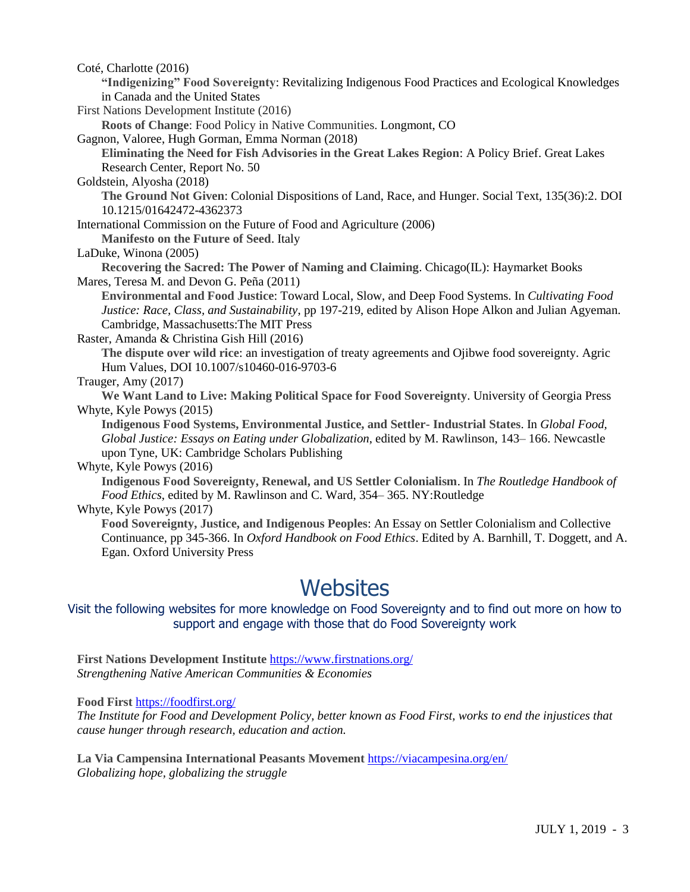Coté, Charlotte (2016)

**"Indigenizing" Food Sovereignty**: Revitalizing Indigenous Food Practices and Ecological Knowledges in Canada and the United States

First Nations Development Institute (2016)

**Roots of Change**: Food Policy in Native Communities. Longmont, CO

Gagnon, Valoree, Hugh Gorman, Emma Norman (2018)

**Eliminating the Need for Fish Advisories in the Great Lakes Region**: A Policy Brief. Great Lakes Research Center, Report No. 50

Goldstein, Alyosha (2018)

**The Ground Not Given**: Colonial Dispositions of Land, Race, and Hunger. Social Text, 135(36):2. DOI 10.1215/01642472-4362373

International Commission on the Future of Food and Agriculture (2006)

**Manifesto on the Future of Seed**. Italy

LaDuke, Winona (2005)

**Recovering the Sacred: The Power of Naming and Claiming**. Chicago(IL): Haymarket Books

Mares, Teresa M. and Devon G. Peña (2011)

**Environmental and Food Justice**: Toward Local, Slow, and Deep Food Systems. In *Cultivating Food Justice: Race, Class, and Sustainability*, pp 197-219, edited by Alison Hope Alkon and Julian Agyeman. Cambridge, Massachusetts:The MIT Press

Raster, Amanda & Christina Gish Hill (2016)

**The dispute over wild rice**: an investigation of treaty agreements and Ojibwe food sovereignty. Agric Hum Values, DOI 10.1007/s10460-016-9703-6

Trauger, Amy (2017)

**We Want Land to Live: Making Political Space for Food Sovereignty**. University of Georgia Press

Whyte, Kyle Powys (2015)

**Indigenous Food Systems, Environmental Justice, and Settler- Industrial States**. In *Global Food, Global Justice: Essays on Eating under Globalization*, edited by M. Rawlinson, 143– 166. Newcastle upon Tyne, UK: Cambridge Scholars Publishing

Whyte, Kyle Powys (2016)

**Indigenous Food Sovereignty, Renewal, and US Settler Colonialism**. In *The Routledge Handbook of Food Ethics*, edited by M. Rawlinson and C. Ward, 354– 365. NY:Routledge

Whyte, Kyle Powys (2017)

**Food Sovereignty, Justice, and Indigenous Peoples**: An Essay on Settler Colonialism and Collective Continuance, pp 345-366. In *Oxford Handbook on Food Ethics*. Edited by A. Barnhill, T. Doggett, and A. Egan. Oxford University Press

# Websites

Visit the following websites for more knowledge on Food Sovereignty and to find out more on how to support and engage with those that do Food Sovereignty work

**First Nations Development Institute** https://www.firstnations.org/
*Strengthening Native American Communities & Economies*

**Food First** https://foodfirst.org/
*The Institute for Food and Development Policy, better known as Food First, works to end the injustices that cause hunger through research, education and action.*

**La Via Campensina International Peasants Movement** https://viacampesina.org/en/
*Globalizing hope, globalizing the struggle*